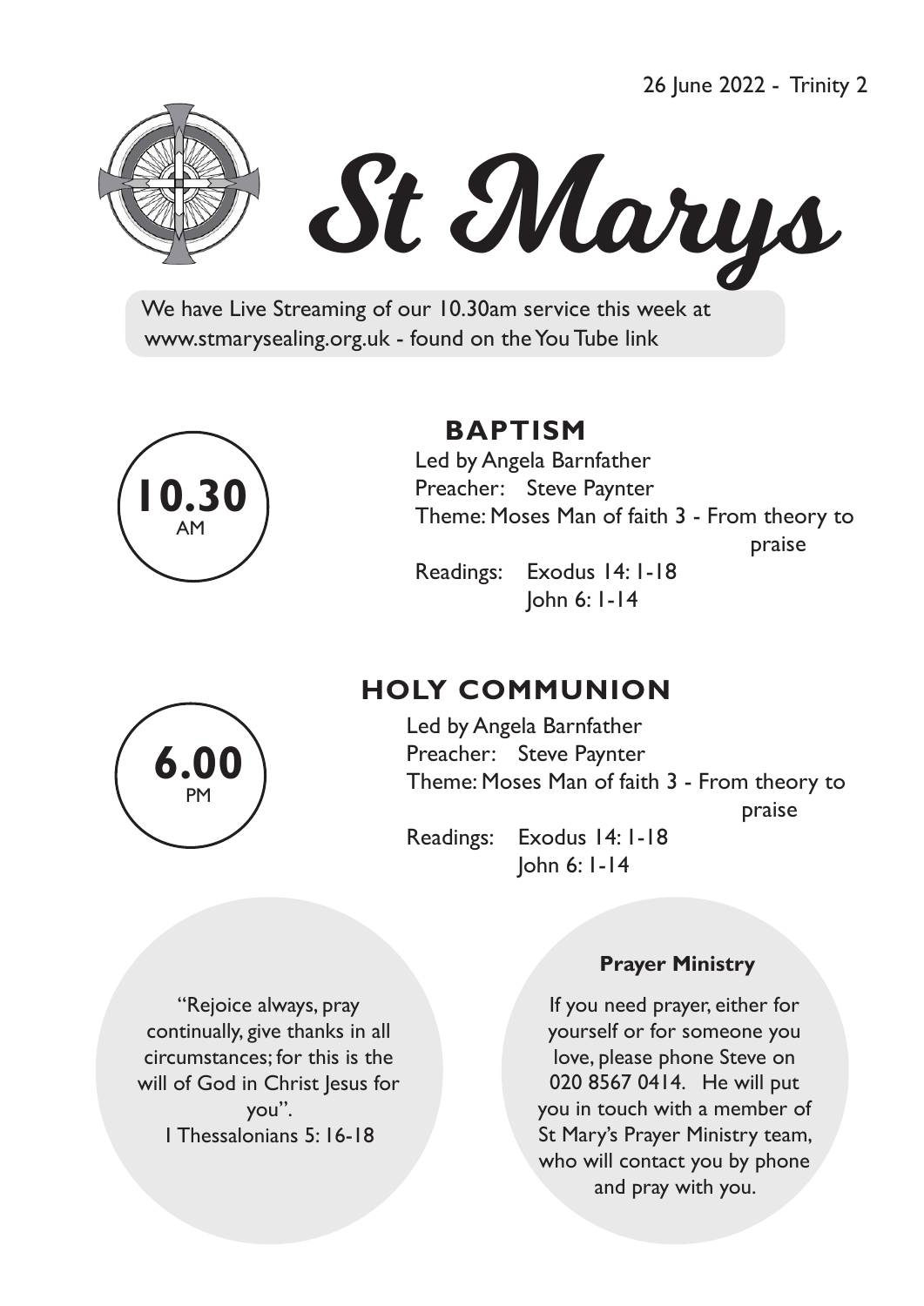26 June 2022 - Trinity 2

# St Marys

We have Live Streaming of our 10.30am service this week at www.stmarysealing.org.uk - found on the You Tube link

**10.30** AM

## BAPTISM

Led by Angela Barnfather
Preacher: Steve Paynter
Theme: Moses Man of faith 3 - From theory to praise
Readings: Exodus 14: 1-18
John 6: 1-14

**6.00** PM

## HOLY COMMUNION

Led by Angela Barnfather
Preacher: Steve Paynter
Theme: Moses Man of faith 3 - From theory to praise
Readings: Exodus 14: 1-18
John 6: 1-14

"Rejoice always, pray continually, give thanks in all circumstances; for this is the will of God in Christ Jesus for you".
I Thessalonians 5: 16-18

**Prayer Ministry**

If you need prayer, either for yourself or for someone you love, please phone Steve on 020 8567 0414. He will put you in touch with a member of St Mary's Prayer Ministry team, who will contact you by phone and pray with you.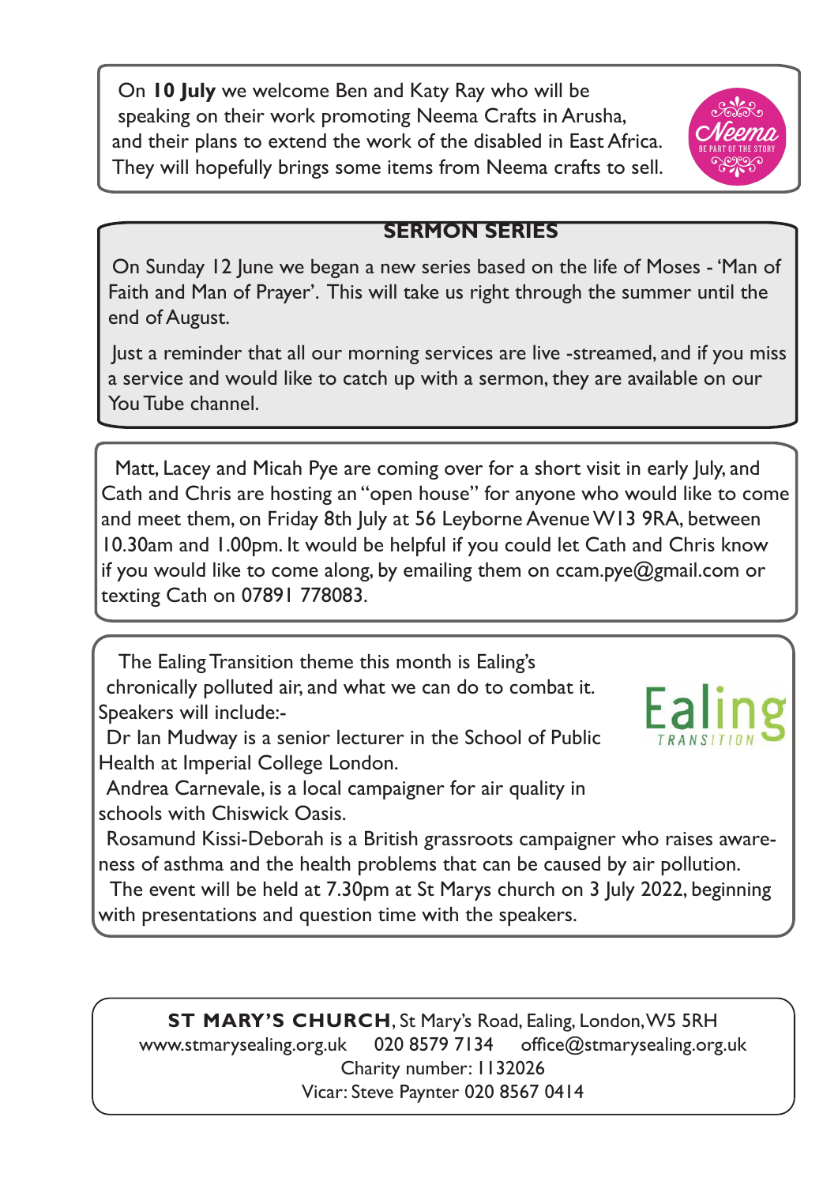On **10 July** we welcome Ben and Katy Ray who will be speaking on their work promoting Neema Crafts in Arusha, and their plans to extend the work of the disabled in East Africa. They will hopefully brings some items from Neema crafts to sell.

## SERMON SERIES

On Sunday 12 June we began a new series based on the life of Moses - 'Man of Faith and Man of Prayer'. This will take us right through the summer until the end of August.

Just a reminder that all our morning services are live -streamed, and if you miss a service and would like to catch up with a sermon, they are available on our You Tube channel.

Matt, Lacey and Micah Pye are coming over for a short visit in early July, and Cath and Chris are hosting an "open house" for anyone who would like to come and meet them, on Friday 8th July at 56 Leyborne Avenue W13 9RA, between 10.30am and 1.00pm. It would be helpful if you could let Cath and Chris know if you would like to come along, by emailing them on ccam.pye@gmail.com or texting Cath on 07891 778083.

The Ealing Transition theme this month is Ealing's chronically polluted air, and what we can do to combat it. Speakers will include:-

Dr Ian Mudway is a senior lecturer in the School of Public Health at Imperial College London.

Andrea Carnevale, is a local campaigner for air quality in schools with Chiswick Oasis.

Rosamund Kissi-Deborah is a British grassroots campaigner who raises awareness of asthma and the health problems that can be caused by air pollution.

The event will be held at 7.30pm at St Marys church on 3 July 2022, beginning with presentations and question time with the speakers.

**ST MARY'S CHURCH**, St Mary's Road, Ealing, London, W5 5RH
www.stmarysealing.org.uk 020 8579 7134 office@stmarysealing.org.uk
Charity number: 1132026
Vicar: Steve Paynter 020 8567 0414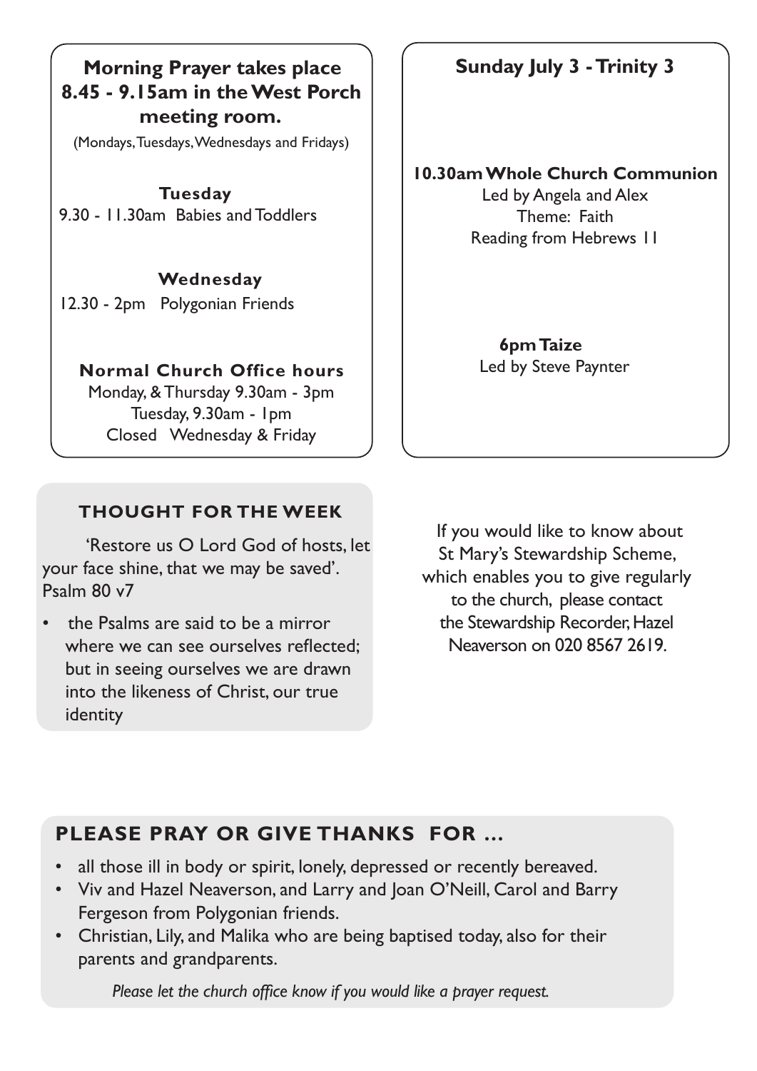**Morning Prayer takes place 8.45 - 9.15am in the West Porch meeting room.**

(Mondays, Tuesdays, Wednesdays and Fridays)

**Tuesday**

9.30 - 11.30am Babies and Toddlers

**Wednesday**

12.30 - 2pm Polygonian Friends

**Normal Church Office hours**

Monday, & Thursday 9.30am - 3pm
Tuesday, 9.30am - 1pm
Closed Wednesday & Friday

**Sunday July 3 - Trinity 3**

**10.30am Whole Church Communion**
Led by Angela and Alex
Theme: Faith
Reading from Hebrews 11

**6pm Taize**
Led by Steve Paynter

**THOUGHT FOR THE WEEK**

'Restore us O Lord God of hosts, let your face shine, that we may be saved'. Psalm 80 v7

- the Psalms are said to be a mirror where we can see ourselves reflected; but in seeing ourselves we are drawn into the likeness of Christ, our true identity

If you would like to know about St Mary's Stewardship Scheme, which enables you to give regularly to the church, please contact the Stewardship Recorder, Hazel Neaverson on 020 8567 2619.

**PLEASE PRAY OR GIVE THANKS FOR ...**

- all those ill in body or spirit, lonely, depressed or recently bereaved.
- Viv and Hazel Neaverson, and Larry and Joan O'Neill, Carol and Barry Fergeson from Polygonian friends.
- Christian, Lily, and Malika who are being baptised today, also for their parents and grandparents.

*Please let the church office know if you would like a prayer request.*